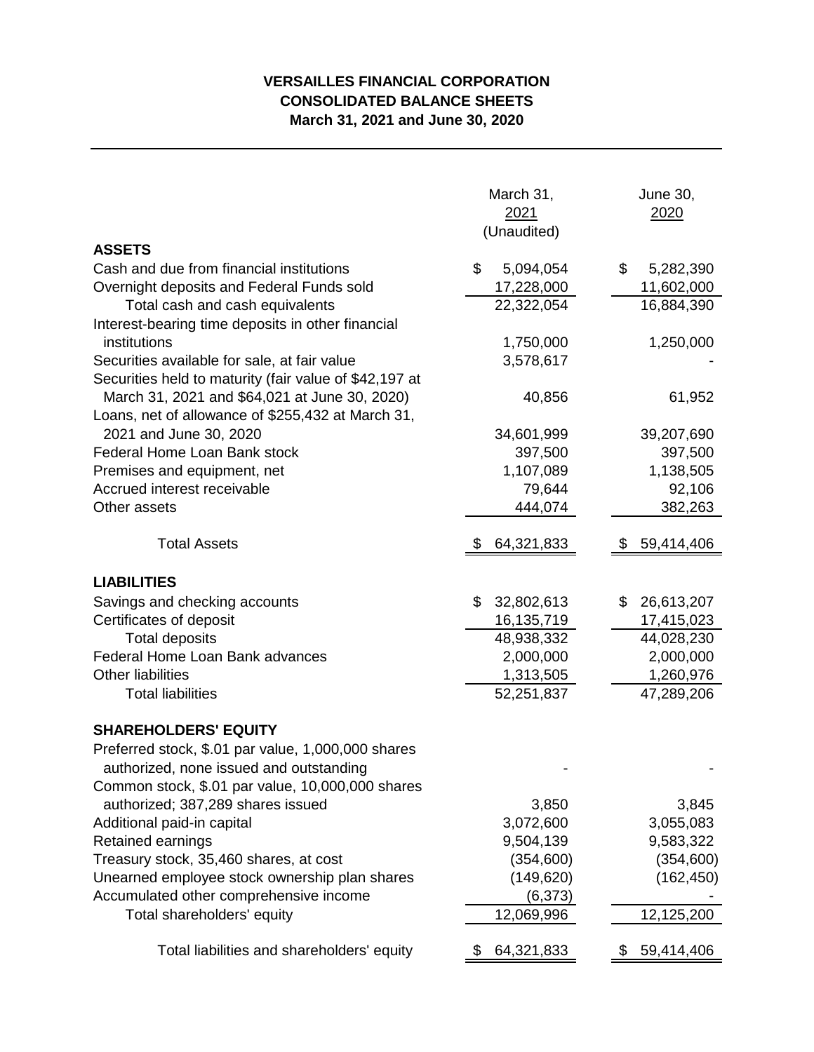**VERSAILLES FINANCIAL CORPORATION**
**CONSOLIDATED BALANCE SHEETS**
**March 31, 2021 and June 30, 2020**

| | March 31, 2021 (Unaudited) | June 30, 2020 |
|---|---|---|
| **ASSETS** | | |
| Cash and due from financial institutions | $ 5,094,054 | $ 5,282,390 |
| Overnight deposits and Federal Funds sold | 17,228,000 | 11,602,000 |
| Total cash and cash equivalents | 22,322,054 | 16,884,390 |
| Interest-bearing time deposits in other financial institutions | 1,750,000 | 1,250,000 |
| Securities available for sale, at fair value | 3,578,617 | - |
| Securities held to maturity (fair value of $42,197 at March 31, 2021 and $64,021 at June 30, 2020) | 40,856 | 61,952 |
| Loans, net of allowance of $255,432 at March 31, 2021 and June 30, 2020 | 34,601,999 | 39,207,690 |
| Federal Home Loan Bank stock | 397,500 | 397,500 |
| Premises and equipment, net | 1,107,089 | 1,138,505 |
| Accrued interest receivable | 79,644 | 92,106 |
| Other assets | 444,074 | 382,263 |
| Total Assets | $ 64,321,833 | $ 59,414,406 |
| **LIABILITIES** | | |
| Savings and checking accounts | $ 32,802,613 | $ 26,613,207 |
| Certificates of deposit | 16,135,719 | 17,415,023 |
| Total deposits | 48,938,332 | 44,028,230 |
| Federal Home Loan Bank advances | 2,000,000 | 2,000,000 |
| Other liabilities | 1,313,505 | 1,260,976 |
| Total liabilities | 52,251,837 | 47,289,206 |
| **SHAREHOLDERS' EQUITY** | | |
| Preferred stock, $.01 par value, 1,000,000 shares authorized, none issued and outstanding | - | - |
| Common stock, $.01 par value, 10,000,000 shares authorized; 387,289 shares issued | 3,850 | 3,845 |
| Additional paid-in capital | 3,072,600 | 3,055,083 |
| Retained earnings | 9,504,139 | 9,583,322 |
| Treasury stock, 35,460 shares, at cost | (354,600) | (354,600) |
| Unearned employee stock ownership plan shares | (149,620) | (162,450) |
| Accumulated other comprehensive income | (6,373) | - |
| Total shareholders' equity | 12,069,996 | 12,125,200 |
| Total liabilities and shareholders' equity | $ 64,321,833 | $ 59,414,406 |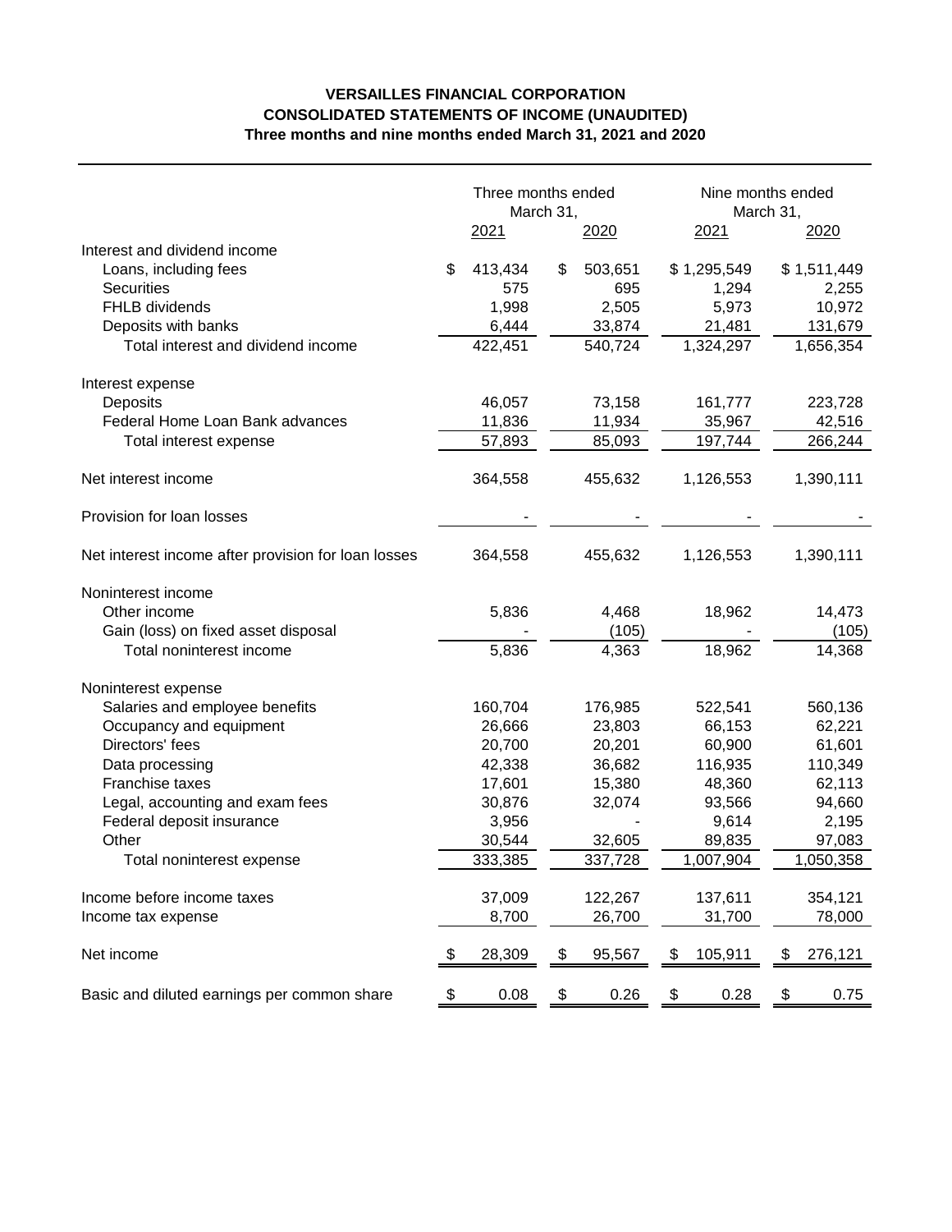# VERSAILLES FINANCIAL CORPORATION
## CONSOLIDATED STATEMENTS OF INCOME (UNAUDITED)
### Three months and nine months ended March 31, 2021 and 2020

| | Three months ended March 31, | | Nine months ended March 31, | |
|---|---|---|---|---|
| | 2021 | 2020 | 2021 | 2020 |
| **Interest and dividend income** | | | | |
| Loans, including fees | $ 413,434 | $ 503,651 | $ 1,295,549 | $ 1,511,449 |
| Securities | 575 | 695 | 1,294 | 2,255 |
| FHLB dividends | 1,998 | 2,505 | 5,973 | 10,972 |
| Deposits with banks | 6,444 | 33,874 | 21,481 | 131,679 |
| Total interest and dividend income | 422,451 | 540,724 | 1,324,297 | 1,656,354 |
| **Interest expense** | | | | |
| Deposits | 46,057 | 73,158 | 161,777 | 223,728 |
| Federal Home Loan Bank advances | 11,836 | 11,934 | 35,967 | 42,516 |
| Total interest expense | 57,893 | 85,093 | 197,744 | 266,244 |
| Net interest income | 364,558 | 455,632 | 1,126,553 | 1,390,111 |
| Provision for loan losses | - | - | - | - |
| Net interest income after provision for loan losses | 364,558 | 455,632 | 1,126,553 | 1,390,111 |
| **Noninterest income** | | | | |
| Other income | 5,836 | 4,468 | 18,962 | 14,473 |
| Gain (loss) on fixed asset disposal | - | (105) | - | (105) |
| Total noninterest income | 5,836 | 4,363 | 18,962 | 14,368 |
| **Noninterest expense** | | | | |
| Salaries and employee benefits | 160,704 | 176,985 | 522,541 | 560,136 |
| Occupancy and equipment | 26,666 | 23,803 | 66,153 | 62,221 |
| Directors' fees | 20,700 | 20,201 | 60,900 | 61,601 |
| Data processing | 42,338 | 36,682 | 116,935 | 110,349 |
| Franchise taxes | 17,601 | 15,380 | 48,360 | 62,113 |
| Legal, accounting and exam fees | 30,876 | 32,074 | 93,566 | 94,660 |
| Federal deposit insurance | 3,956 | - | 9,614 | 2,195 |
| Other | 30,544 | 32,605 | 89,835 | 97,083 |
| Total noninterest expense | 333,385 | 337,728 | 1,007,904 | 1,050,358 |
| Income before income taxes | 37,009 | 122,267 | 137,611 | 354,121 |
| Income tax expense | 8,700 | 26,700 | 31,700 | 78,000 |
| Net income | $ 28,309 | $ 95,567 | $ 105,911 | $ 276,121 |
| Basic and diluted earnings per common share | $ 0.08 | $ 0.26 | $ 0.28 | $ 0.75 |